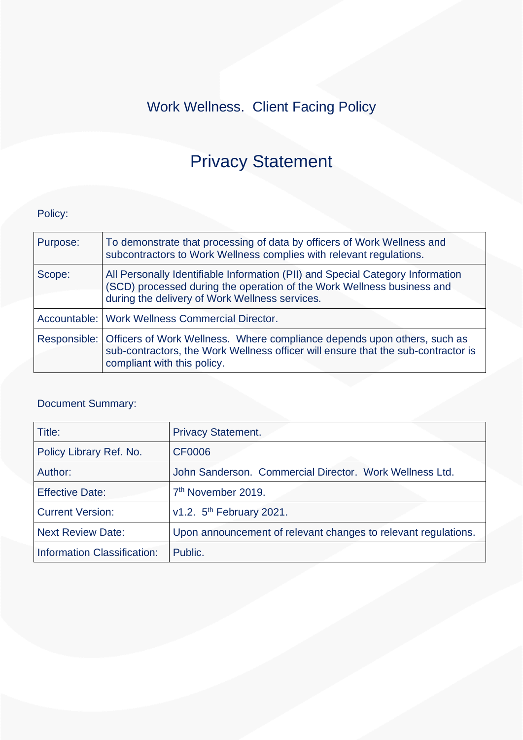Work Wellness. Client Facing Policy

# Privacy Statement

Policy:

| | |
|---|---|
| Purpose: | To demonstrate that processing of data by officers of Work Wellness and subcontractors to Work Wellness complies with relevant regulations. |
| Scope: | All Personally Identifiable Information (PII) and Special Category Information (SCD) processed during the operation of the Work Wellness business and during the delivery of Work Wellness services. |
| Accountable: | Work Wellness Commercial Director. |
| Responsible: | Officers of Work Wellness. Where compliance depends upon others, such as sub-contractors, the Work Wellness officer will ensure that the sub-contractor is compliant with this policy. |

Document Summary:

| | |
|---|---|
| Title: | Privacy Statement. |
| Policy Library Ref. No. | CF0006 |
| Author: | John Sanderson. Commercial Director. Work Wellness Ltd. |
| Effective Date: | 7th November 2019. |
| Current Version: | v1.2. 5th February 2021. |
| Next Review Date: | Upon announcement of relevant changes to relevant regulations. |
| Information Classification: | Public. |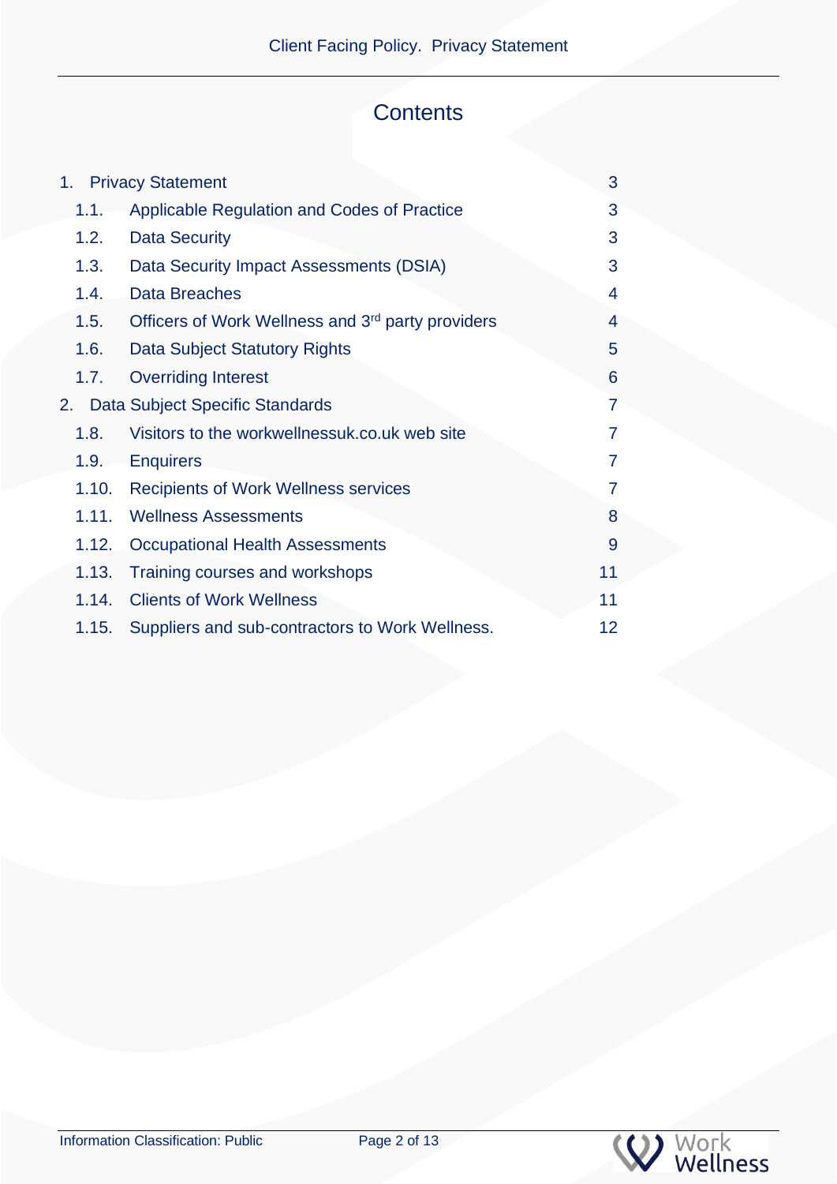# Contents

1. Privacy Statement 3
   - 1.1. Applicable Regulation and Codes of Practice 3
   - 1.2. Data Security 3
   - 1.3. Data Security Impact Assessments (DSIA) 3
   - 1.4. Data Breaches 4
   - 1.5. Officers of Work Wellness and 3rd party providers 4
   - 1.6. Data Subject Statutory Rights 5
   - 1.7. Overriding Interest 6
2. Data Subject Specific Standards 7
   - 1.8. Visitors to the workwellnessuk.co.uk web site 7
   - 1.9. Enquirers 7
   - 1.10. Recipients of Work Wellness services 7
   - 1.11. Wellness Assessments 8
   - 1.12. Occupational Health Assessments 9
   - 1.13. Training courses and workshops 11
   - 1.14. Clients of Work Wellness 11
   - 1.15. Suppliers and sub-contractors to Work Wellness. 12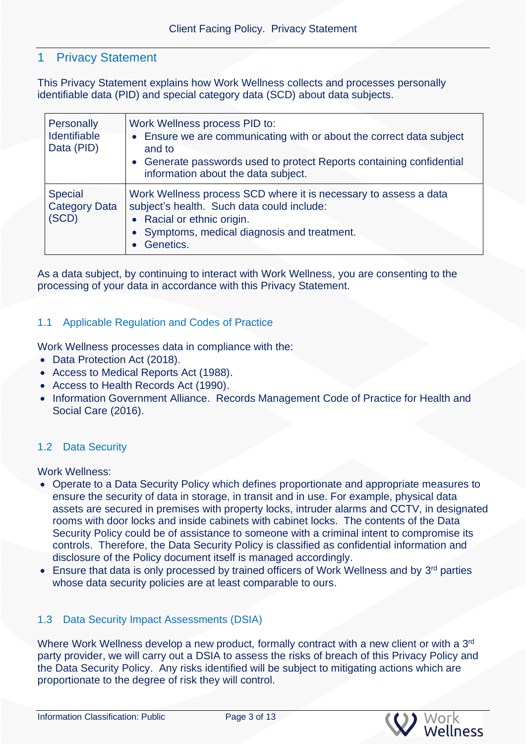# 1 Privacy Statement

This Privacy Statement explains how Work Wellness collects and processes personally identifiable data (PID) and special category data (SCD) about data subjects.

| | |
|---|---|
| Personally Identifiable Data (PID) | Work Wellness process PID to:<br>• Ensure we are communicating with or about the correct data subject and to<br>• Generate passwords used to protect Reports containing confidential information about the data subject. |
| Special Category Data (SCD) | Work Wellness process SCD where it is necessary to assess a data subject's health. Such data could include:<br>• Racial or ethnic origin.<br>• Symptoms, medical diagnosis and treatment.<br>• Genetics. |

As a data subject, by continuing to interact with Work Wellness, you are consenting to the processing of your data in accordance with this Privacy Statement.

## 1.1 Applicable Regulation and Codes of Practice

Work Wellness processes data in compliance with the:

- Data Protection Act (2018).
- Access to Medical Reports Act (1988).
- Access to Health Records Act (1990).
- Information Government Alliance. Records Management Code of Practice for Health and Social Care (2016).

## 1.2 Data Security

Work Wellness:

- Operate to a Data Security Policy which defines proportionate and appropriate measures to ensure the security of data in storage, in transit and in use. For example, physical data assets are secured in premises with property locks, intruder alarms and CCTV, in designated rooms with door locks and inside cabinets with cabinet locks. The contents of the Data Security Policy could be of assistance to someone with a criminal intent to compromise its controls. Therefore, the Data Security Policy is classified as confidential information and disclosure of the Policy document itself is managed accordingly.
- Ensure that data is only processed by trained officers of Work Wellness and by 3rd parties whose data security policies are at least comparable to ours.

## 1.3 Data Security Impact Assessments (DSIA)

Where Work Wellness develop a new product, formally contract with a new client or with a 3rd party provider, we will carry out a DSIA to assess the risks of breach of this Privacy Policy and the Data Security Policy. Any risks identified will be subject to mitigating actions which are proportionate to the degree of risk they will control.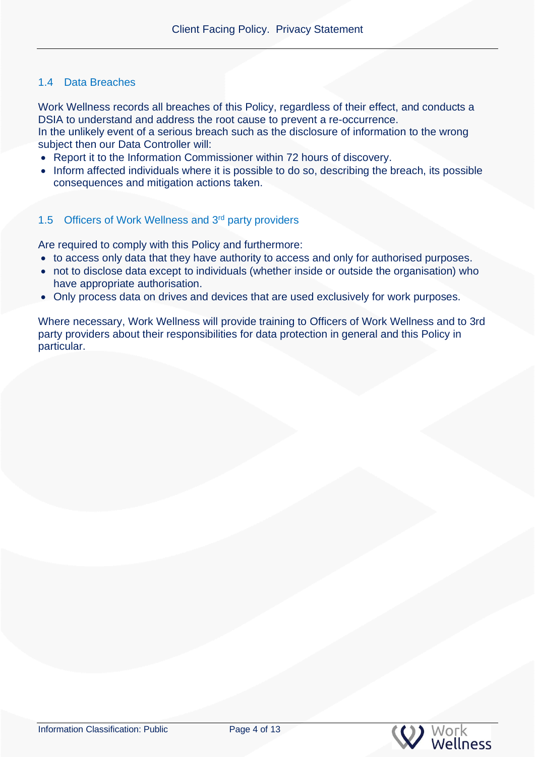### 1.4 Data Breaches

Work Wellness records all breaches of this Policy, regardless of their effect, and conducts a DSIA to understand and address the root cause to prevent a re-occurrence.
In the unlikely event of a serious breach such as the disclosure of information to the wrong subject then our Data Controller will:

- Report it to the Information Commissioner within 72 hours of discovery.
- Inform affected individuals where it is possible to do so, describing the breach, its possible consequences and mitigation actions taken.

### 1.5 Officers of Work Wellness and 3rd party providers

Are required to comply with this Policy and furthermore:

- to access only data that they have authority to access and only for authorised purposes.
- not to disclose data except to individuals (whether inside or outside the organisation) who have appropriate authorisation.
- Only process data on drives and devices that are used exclusively for work purposes.

Where necessary, Work Wellness will provide training to Officers of Work Wellness and to 3rd party providers about their responsibilities for data protection in general and this Policy in particular.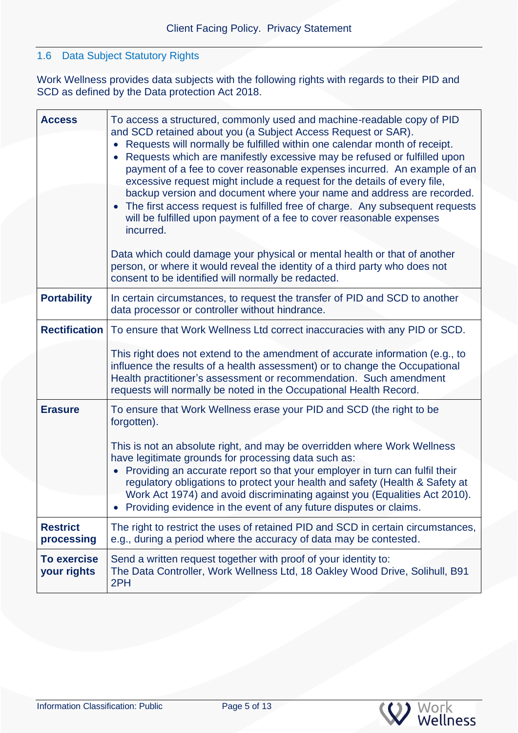### 1.6 Data Subject Statutory Rights

Work Wellness provides data subjects with the following rights with regards to their PID and SCD as defined by the Data protection Act 2018.

| | |
|---|---|
| **Access** | To access a structured, commonly used and machine-readable copy of PID and SCD retained about you (a Subject Access Request or SAR).<br>• Requests will normally be fulfilled within one calendar month of receipt.<br>• Requests which are manifestly excessive may be refused or fulfilled upon payment of a fee to cover reasonable expenses incurred. An example of an excessive request might include a request for the details of every file, backup version and document where your name and address are recorded.<br>• The first access request is fulfilled free of charge. Any subsequent requests will be fulfilled upon payment of a fee to cover reasonable expenses incurred.<br><br>Data which could damage your physical or mental health or that of another person, or where it would reveal the identity of a third party who does not consent to be identified will normally be redacted. |
| **Portability** | In certain circumstances, to request the transfer of PID and SCD to another data processor or controller without hindrance. |
| **Rectification** | To ensure that Work Wellness Ltd correct inaccuracies with any PID or SCD.<br><br>This right does not extend to the amendment of accurate information (e.g., to influence the results of a health assessment) or to change the Occupational Health practitioner's assessment or recommendation. Such amendment requests will normally be noted in the Occupational Health Record. |
| **Erasure** | To ensure that Work Wellness erase your PID and SCD (the right to be forgotten).<br><br>This is not an absolute right, and may be overridden where Work Wellness have legitimate grounds for processing data such as:<br>• Providing an accurate report so that your employer in turn can fulfil their regulatory obligations to protect your health and safety (Health & Safety at Work Act 1974) and avoid discriminating against you (Equalities Act 2010).<br>• Providing evidence in the event of any future disputes or claims. |
| **Restrict processing** | The right to restrict the uses of retained PID and SCD in certain circumstances, e.g., during a period where the accuracy of data may be contested. |
| **To exercise your rights** | Send a written request together with proof of your identity to:<br>The Data Controller, Work Wellness Ltd, 18 Oakley Wood Drive, Solihull, B91 2PH |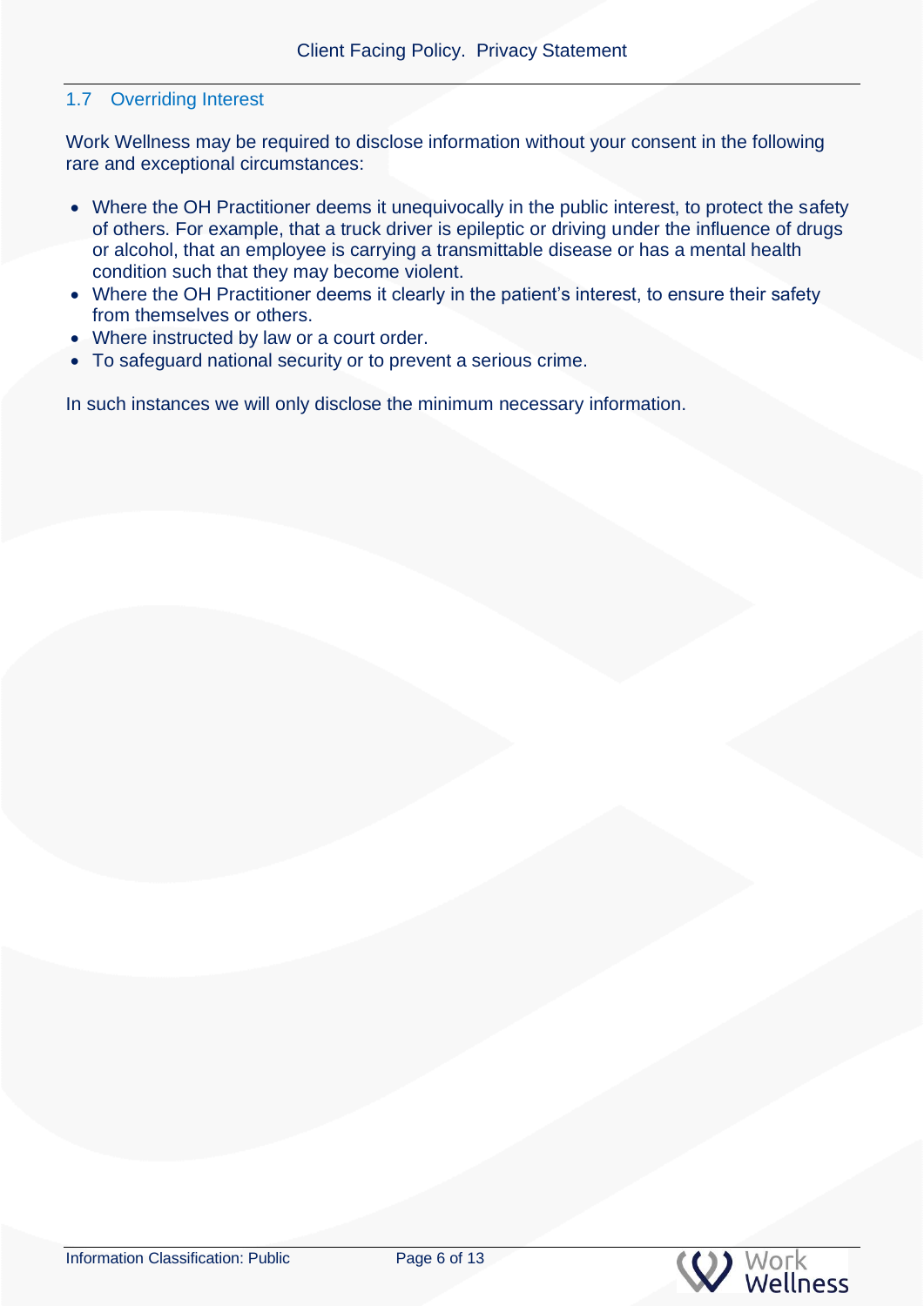## 1.7 Overriding Interest

Work Wellness may be required to disclose information without your consent in the following rare and exceptional circumstances:

- Where the OH Practitioner deems it unequivocally in the public interest, to protect the safety of others. For example, that a truck driver is epileptic or driving under the influence of drugs or alcohol, that an employee is carrying a transmittable disease or has a mental health condition such that they may become violent.
- Where the OH Practitioner deems it clearly in the patient's interest, to ensure their safety from themselves or others.
- Where instructed by law or a court order.
- To safeguard national security or to prevent a serious crime.

In such instances we will only disclose the minimum necessary information.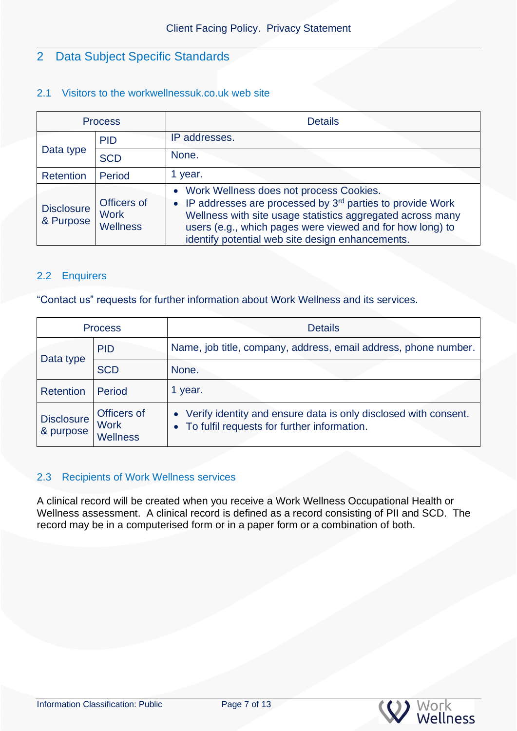## 2 Data Subject Specific Standards

### 2.1 Visitors to the workwellnessuk.co.uk web site

| Process | | Details |
|---|---|---|
| Data type | PID | IP addresses. |
| | SCD | None. |
| Retention | Period | 1 year. |
| Disclosure & Purpose | Officers of Work Wellness | • Work Wellness does not process Cookies.<br>• IP addresses are processed by 3rd parties to provide Work Wellness with site usage statistics aggregated across many users (e.g., which pages were viewed and for how long) to identify potential web site design enhancements. |

### 2.2 Enquirers

"Contact us" requests for further information about Work Wellness and its services.

| Process | | Details |
|---|---|---|
| Data type | PID | Name, job title, company, address, email address, phone number. |
| | SCD | None. |
| Retention | Period | 1 year. |
| Disclosure & purpose | Officers of Work Wellness | • Verify identity and ensure data is only disclosed with consent.<br>• To fulfil requests for further information. |

### 2.3 Recipients of Work Wellness services

A clinical record will be created when you receive a Work Wellness Occupational Health or Wellness assessment. A clinical record is defined as a record consisting of PII and SCD. The record may be in a computerised form or in a paper form or a combination of both.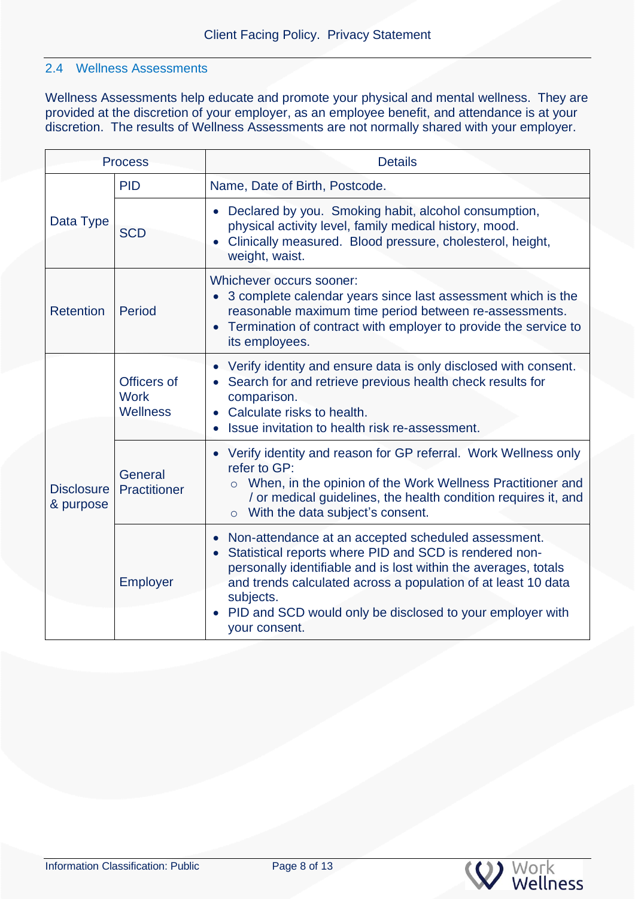## 2.4 Wellness Assessments

Wellness Assessments help educate and promote your physical and mental wellness. They are provided at the discretion of your employer, as an employee benefit, and attendance is at your discretion. The results of Wellness Assessments are not normally shared with your employer.

| Process | | Details |
|---|---|---|
| Data Type | PID | Name, Date of Birth, Postcode. |
| | SCD | • Declared by you. Smoking habit, alcohol consumption, physical activity level, family medical history, mood.<br>• Clinically measured. Blood pressure, cholesterol, height, weight, waist. |
| Retention | Period | Whichever occurs sooner:<br>• 3 complete calendar years since last assessment which is the reasonable maximum time period between re-assessments.<br>• Termination of contract with employer to provide the service to its employees. |
| Disclosure & purpose | Officers of Work Wellness | • Verify identity and ensure data is only disclosed with consent.<br>• Search for and retrieve previous health check results for comparison.<br>• Calculate risks to health.<br>• Issue invitation to health risk re-assessment. |
| | General Practitioner | • Verify identity and reason for GP referral. Work Wellness only refer to GP:<br>  ○ When, in the opinion of the Work Wellness Practitioner and / or medical guidelines, the health condition requires it, and<br>  ○ With the data subject's consent. |
| | Employer | • Non-attendance at an accepted scheduled assessment.<br>• Statistical reports where PID and SCD is rendered non-personally identifiable and is lost within the averages, totals and trends calculated across a population of at least 10 data subjects.<br>• PID and SCD would only be disclosed to your employer with your consent. |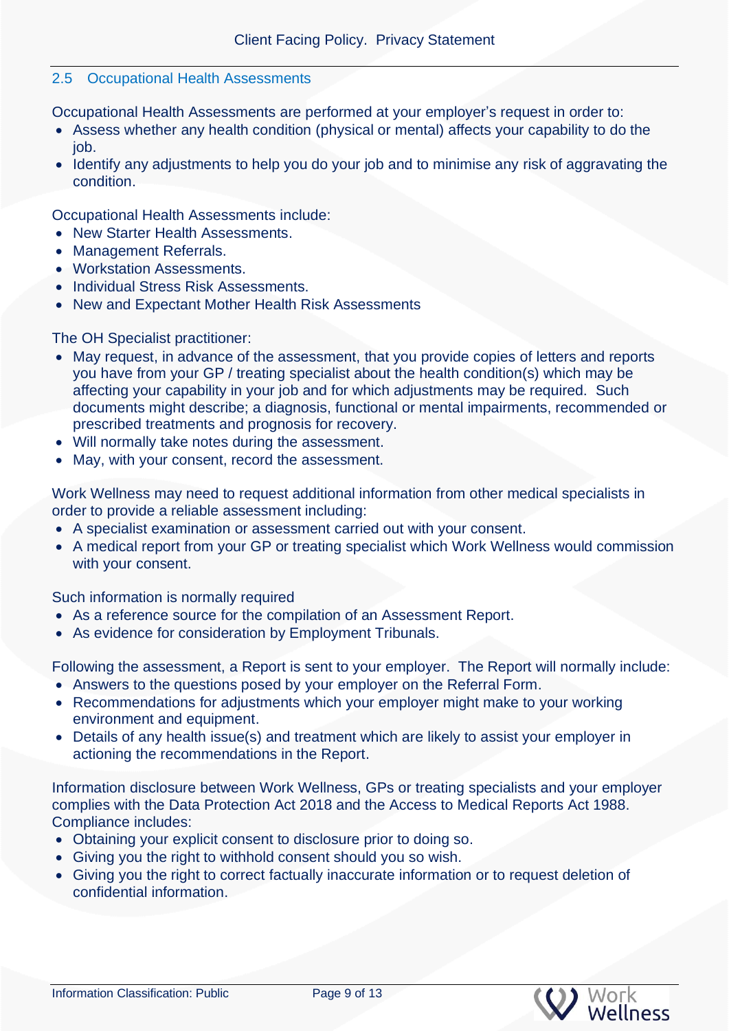## 2.5 Occupational Health Assessments

Occupational Health Assessments are performed at your employer's request in order to:

- Assess whether any health condition (physical or mental) affects your capability to do the job.
- Identify any adjustments to help you do your job and to minimise any risk of aggravating the condition.

Occupational Health Assessments include:

- New Starter Health Assessments.
- Management Referrals.
- Workstation Assessments.
- Individual Stress Risk Assessments.
- New and Expectant Mother Health Risk Assessments

The OH Specialist practitioner:

- May request, in advance of the assessment, that you provide copies of letters and reports you have from your GP / treating specialist about the health condition(s) which may be affecting your capability in your job and for which adjustments may be required. Such documents might describe; a diagnosis, functional or mental impairments, recommended or prescribed treatments and prognosis for recovery.
- Will normally take notes during the assessment.
- May, with your consent, record the assessment.

Work Wellness may need to request additional information from other medical specialists in order to provide a reliable assessment including:

- A specialist examination or assessment carried out with your consent.
- A medical report from your GP or treating specialist which Work Wellness would commission with your consent.

Such information is normally required

- As a reference source for the compilation of an Assessment Report.
- As evidence for consideration by Employment Tribunals.

Following the assessment, a Report is sent to your employer. The Report will normally include:

- Answers to the questions posed by your employer on the Referral Form.
- Recommendations for adjustments which your employer might make to your working environment and equipment.
- Details of any health issue(s) and treatment which are likely to assist your employer in actioning the recommendations in the Report.

Information disclosure between Work Wellness, GPs or treating specialists and your employer complies with the Data Protection Act 2018 and the Access to Medical Reports Act 1988. Compliance includes:

- Obtaining your explicit consent to disclosure prior to doing so.
- Giving you the right to withhold consent should you so wish.
- Giving you the right to correct factually inaccurate information or to request deletion of confidential information.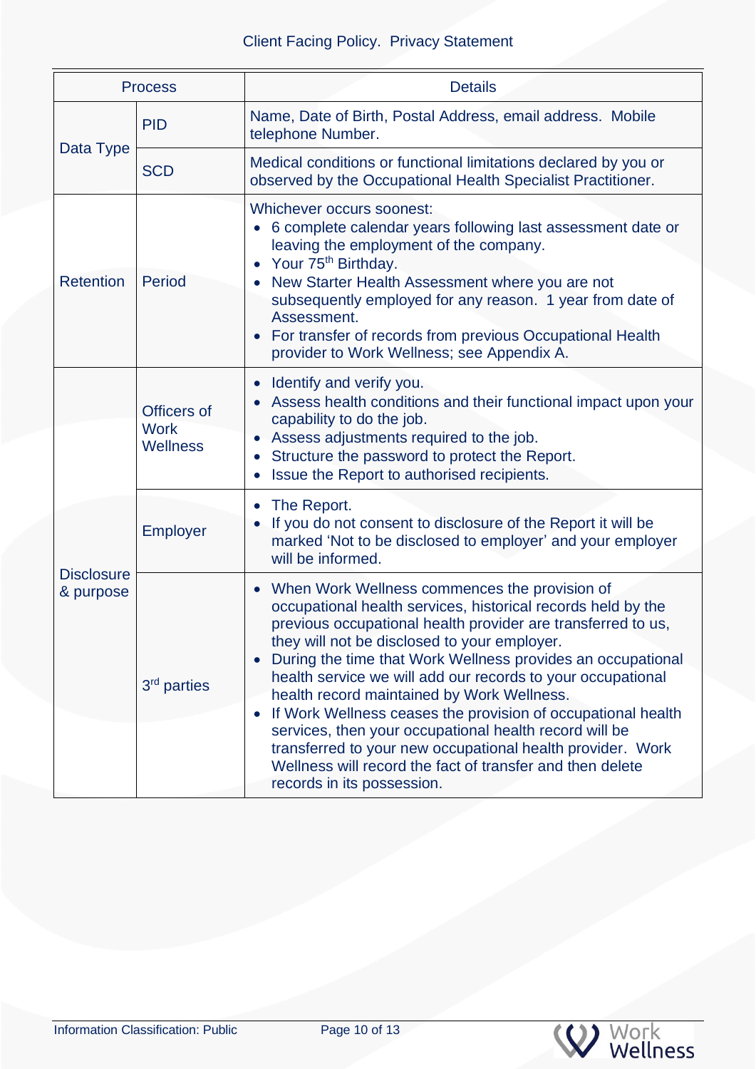| Process | | Details |
|---|---|---|
| Data Type | PID | Name, Date of Birth, Postal Address, email address. Mobile telephone Number. |
| | SCD | Medical conditions or functional limitations declared by you or observed by the Occupational Health Specialist Practitioner. |
| Retention | Period | Whichever occurs soonest:<br>• 6 complete calendar years following last assessment date or leaving the employment of the company.<br>• Your 75th Birthday.<br>• New Starter Health Assessment where you are not subsequently employed for any reason. 1 year from date of Assessment.<br>• For transfer of records from previous Occupational Health provider to Work Wellness; see Appendix A. |
| Disclosure & purpose | Officers of Work Wellness | • Identify and verify you.<br>• Assess health conditions and their functional impact upon your capability to do the job.<br>• Assess adjustments required to the job.<br>• Structure the password to protect the Report.<br>• Issue the Report to authorised recipients. |
| | Employer | • The Report.<br>• If you do not consent to disclosure of the Report it will be marked 'Not to be disclosed to employer' and your employer will be informed. |
| | 3rd parties | • When Work Wellness commences the provision of occupational health services, historical records held by the previous occupational health provider are transferred to us, they will not be disclosed to your employer.<br>• During the time that Work Wellness provides an occupational health service we will add our records to your occupational health record maintained by Work Wellness.<br>• If Work Wellness ceases the provision of occupational health services, then your occupational health record will be transferred to your new occupational health provider. Work Wellness will record the fact of transfer and then delete records in its possession. |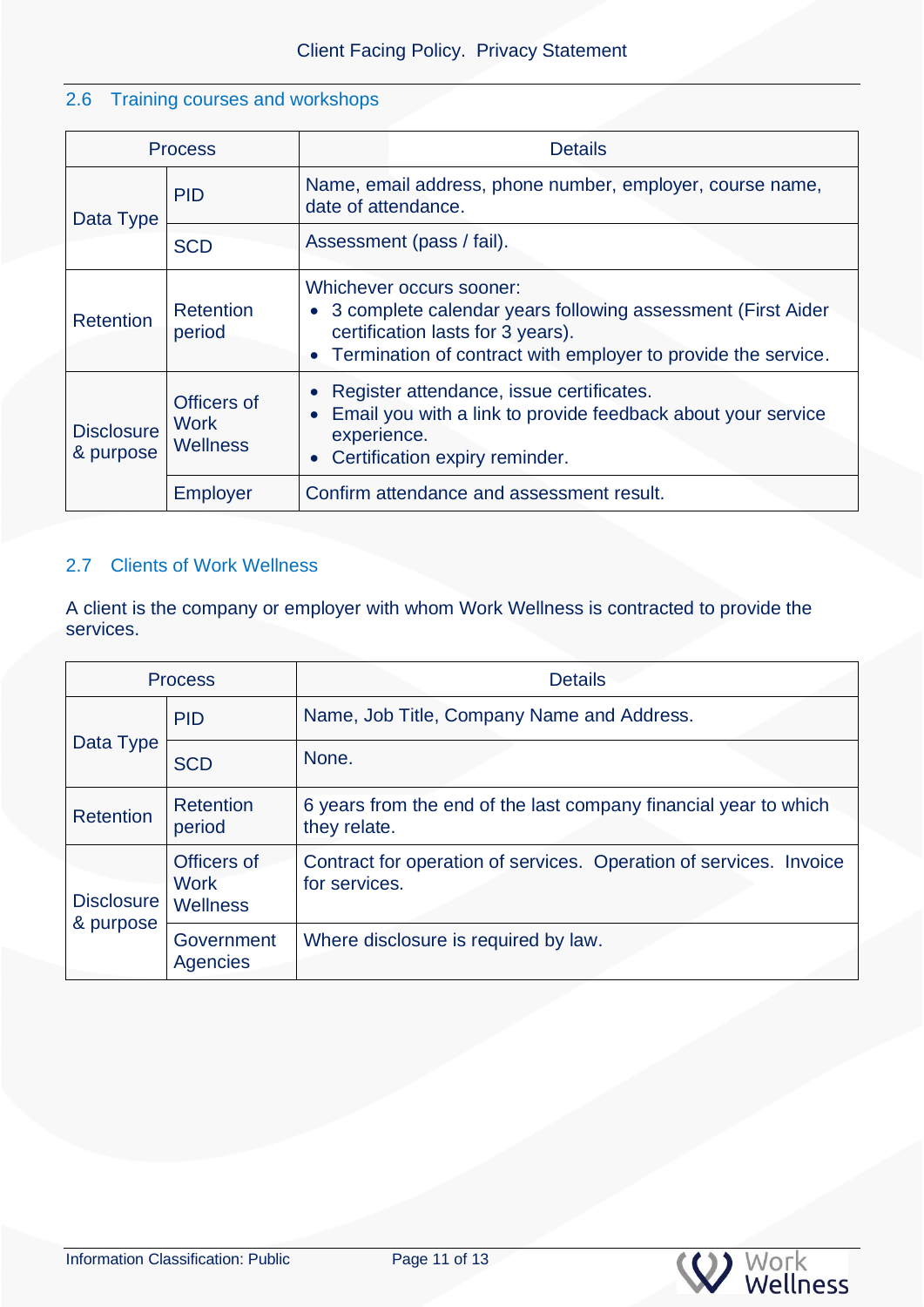## 2.6 Training courses and workshops

| Process | | Details |
|---|---|---|
| Data Type | PID | Name, email address, phone number, employer, course name, date of attendance. |
| | SCD | Assessment (pass / fail). |
| Retention | Retention period | Whichever occurs sooner:<br>• 3 complete calendar years following assessment (First Aider certification lasts for 3 years).<br>• Termination of contract with employer to provide the service. |
| Disclosure & purpose | Officers of Work Wellness | • Register attendance, issue certificates.<br>• Email you with a link to provide feedback about your service experience.<br>• Certification expiry reminder. |
| | Employer | Confirm attendance and assessment result. |

## 2.7 Clients of Work Wellness

A client is the company or employer with whom Work Wellness is contracted to provide the services.

| Process | | Details |
|---|---|---|
| Data Type | PID | Name, Job Title, Company Name and Address. |
| | SCD | None. |
| Retention | Retention period | 6 years from the end of the last company financial year to which they relate. |
| Disclosure & purpose | Officers of Work Wellness | Contract for operation of services. Operation of services. Invoice for services. |
| | Government Agencies | Where disclosure is required by law. |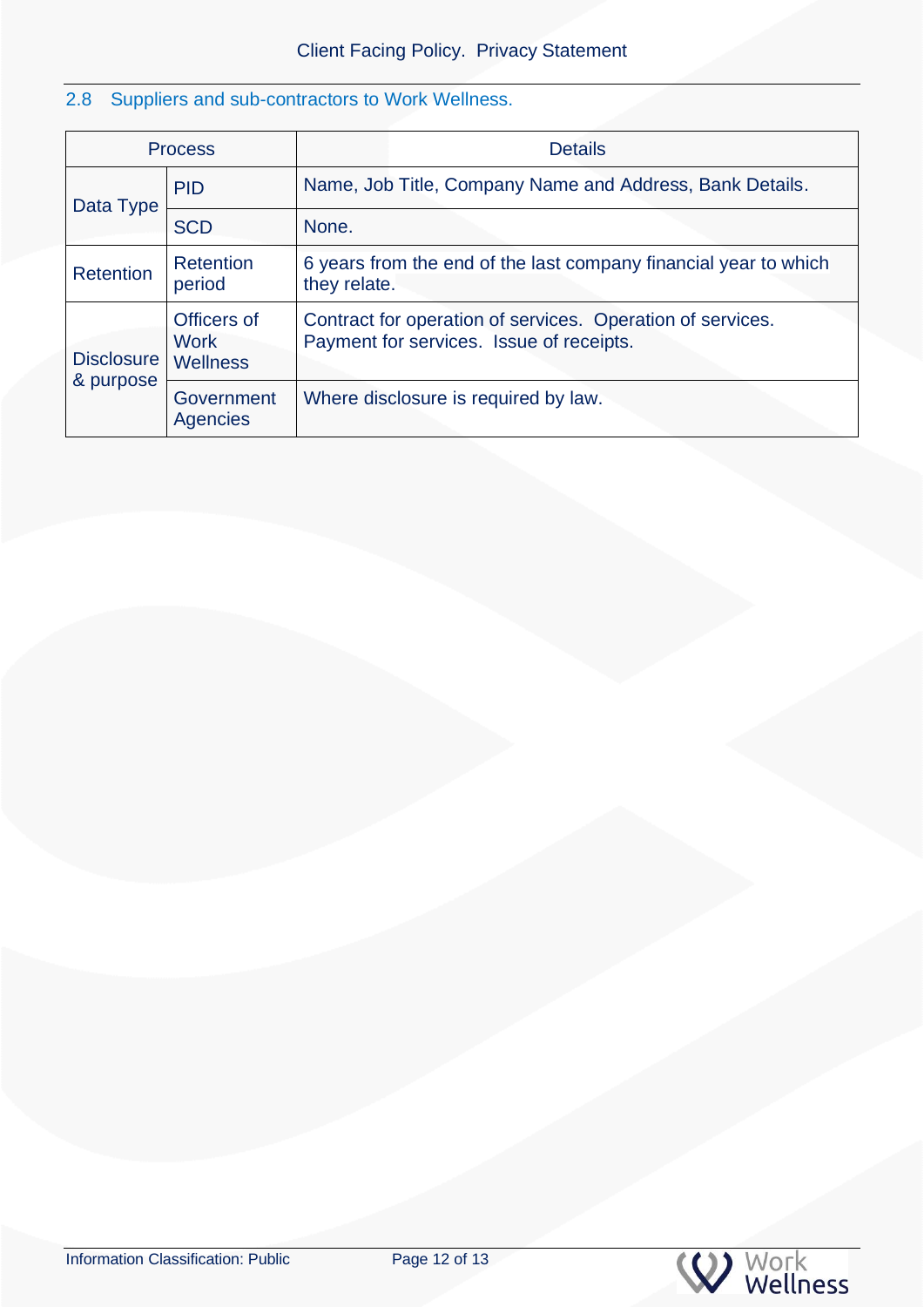## 2.8 Suppliers and sub-contractors to Work Wellness.

| Process | | Details |
|---|---|---|
| Data Type | PID | Name, Job Title, Company Name and Address, Bank Details. |
| | SCD | None. |
| Retention | Retention period | 6 years from the end of the last company financial year to which they relate. |
| Disclosure & purpose | Officers of Work Wellness | Contract for operation of services. Operation of services. Payment for services. Issue of receipts. |
| | Government Agencies | Where disclosure is required by law. |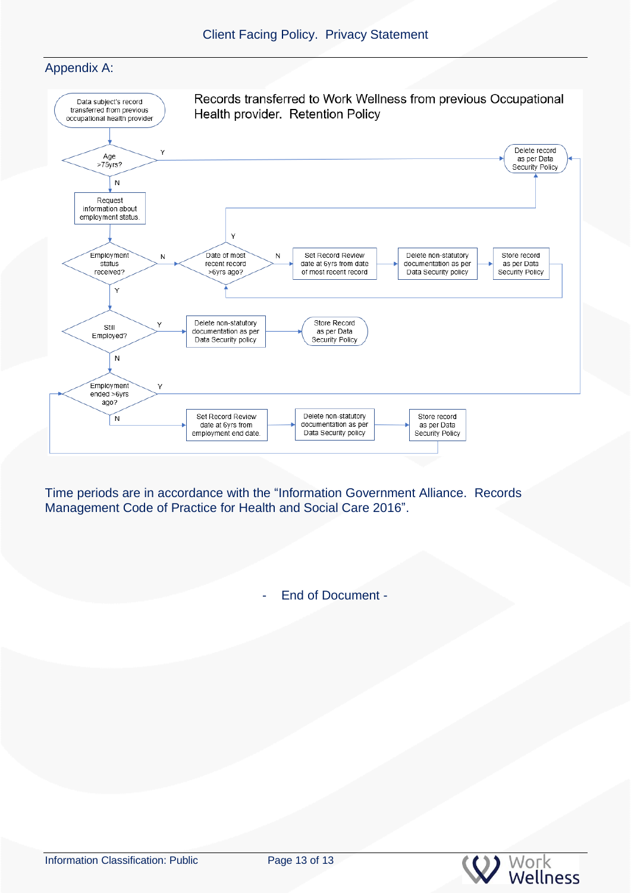## Appendix A:

Records transferred to Work Wellness from previous Occupational Health provider. Retention Policy

Data subject's record transferred from previous occupational health provider

Age >75yrs?

Y

Delete record as per Data Security Policy

N

Request information about employment status.

Employment status received?

N

Date of most recent record >6yrs ago?

Y

N

Set Record Review date at 6yrs from date of most recent record

Delete non-statutory documentation as per Data Security policy

Store record as per Data Security Policy

Y

Still Employed?

Y

Delete non-statutory documentation as per Data Security policy

Store Record as per Data Security Policy

N

Employment ended >6yrs ago?

Y

N

Set Record Review date at 6yrs from employment end date.

Delete non-statutory documentation as per Data Security policy

Store record as per Data Security Policy

Time periods are in accordance with the "Information Government Alliance. Records Management Code of Practice for Health and Social Care 2016".

- End of Document -